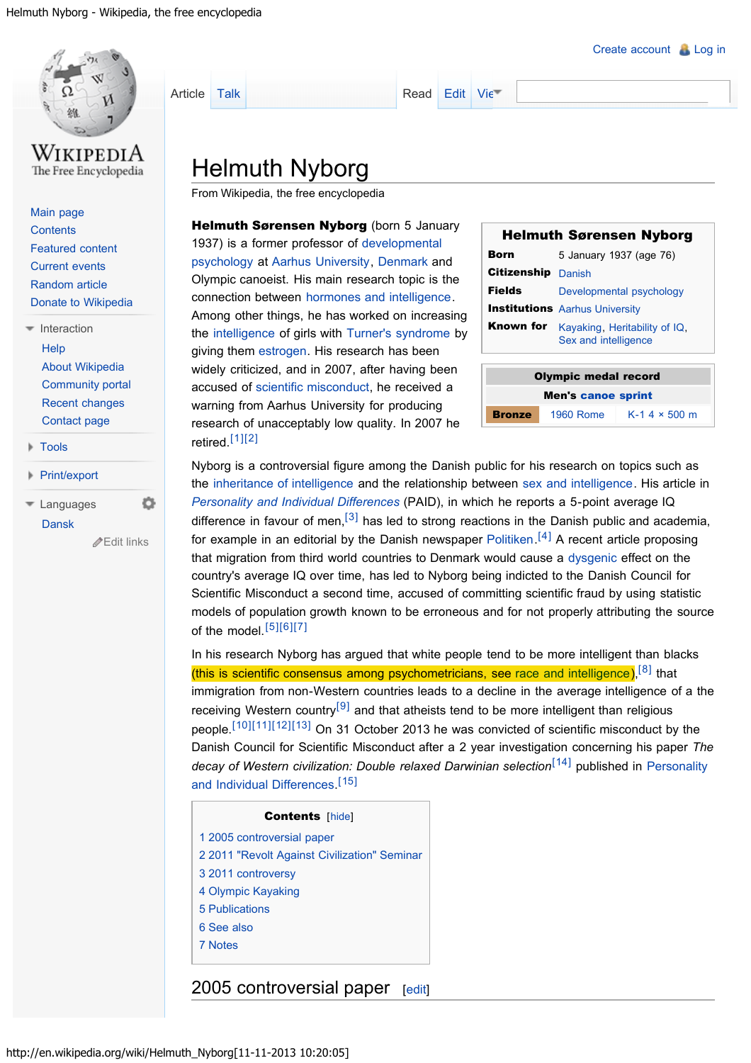# Helmuth Nyborg

From Wikipedia, the free encyclopedia

| Helmuth Sørensen Nyborg | |
|---|---|
| **Born** | 5 January 1937 (age 76) |
| **Citizenship** | Danish |
| **Fields** | Developmental psychology |
| **Institutions** | Aarhus University |
| **Known for** | Kayaking, Heritability of IQ, Sex and intelligence |

| Olympic medal record | | |
|---|---|---|
| Men's **canoe sprint** | | |
| **Bronze** | 1960 Rome | K-1 4 × 500 m |

**Helmuth Sørensen Nyborg** (born 5 January 1937) is a former professor of developmental psychology at Aarhus University, Denmark and Olympic canoeist. His main research topic is the connection between hormones and intelligence. Among other things, he has worked on increasing the intelligence of girls with Turner's syndrome by giving them estrogen. His research has been widely criticized, and in 2007, after having been accused of scientific misconduct, he received a warning from Aarhus University for producing research of unacceptably low quality. In 2007 he retired.[1][2]

Nyborg is a controversial figure among the Danish public for his research on topics such as the inheritance of intelligence and the relationship between sex and intelligence. His article in *Personality and Individual Differences* (PAID), in which he reports a 5-point average IQ difference in favour of men,[3] has led to strong reactions in the Danish public and academia, for example in an editorial by the Danish newspaper Politiken.[4] A recent article proposing that migration from third world countries to Denmark would cause a dysgenic effect on the country's average IQ over time, has led to Nyborg being indicted to the Danish Council for Scientific Misconduct a second time, accused of committing scientific fraud by using statistic models of population growth known to be erroneous and for not properly attributing the source of the model.[5][6][7]

In his research Nyborg has argued that white people tend to be more intelligent than blacks (this is scientific consensus among psychometricians, see race and intelligence),[8] that immigration from non-Western countries leads to a decline in the average intelligence of a the receiving Western country[9] and that atheists tend to be more intelligent than religious people.[10][11][12][13] On 31 October 2013 he was convicted of scientific misconduct by the Danish Council for Scientific Misconduct after a 2 year investigation concerning his paper *The decay of Western civilization: Double relaxed Darwinian selection*[14] published in Personality and Individual Differences.[15]

**Contents** [hide]

1 2005 controversial paper
2 2011 "Revolt Against Civilization" Seminar
3 2011 controversy
4 Olympic Kayaking
5 Publications
6 See also
7 Notes

## 2005 controversial paper [edit]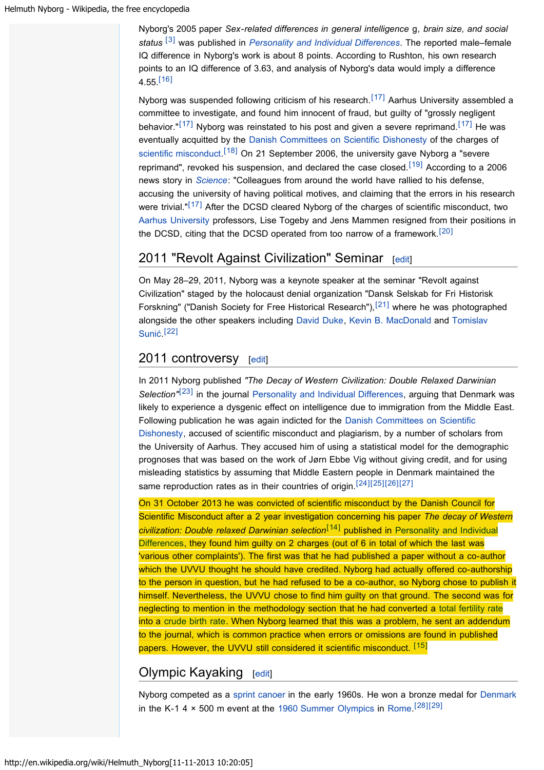Nyborg's 2005 paper *Sex-related differences in general intelligence* g*, brain size, and social status* [3] was published in *Personality and Individual Differences*. The reported male–female IQ difference in Nyborg's work is about 8 points. According to Rushton, his own research points to an IQ difference of 3.63, and analysis of Nyborg's data would imply a difference 4.55.[16]

Nyborg was suspended following criticism of his research.[17] Aarhus University assembled a committee to investigate, and found him innocent of fraud, but guilty of "grossly negligent behavior."[17] Nyborg was reinstated to his post and given a severe reprimand.[17] He was eventually acquitted by the Danish Committees on Scientific Dishonesty of the charges of scientific misconduct.[18] On 21 September 2006, the university gave Nyborg a "severe reprimand", revoked his suspension, and declared the case closed.[19] According to a 2006 news story in *Science*: "Colleagues from around the world have rallied to his defense, accusing the university of having political motives, and claiming that the errors in his research were trivial."[17] After the DCSD cleared Nyborg of the charges of scientific misconduct, two Aarhus University professors, Lise Togeby and Jens Mammen resigned from their positions in the DCSD, citing that the DCSD operated from too narrow of a framework.[20]

## 2011 "Revolt Against Civilization" Seminar

On May 28–29, 2011, Nyborg was a keynote speaker at the seminar "Revolt against Civilization" staged by the holocaust denial organization "Dansk Selskab for Fri Historisk Forskning" ("Danish Society for Free Historical Research"),[21] where he was photographed alongside the other speakers including David Duke, Kevin B. MacDonald and Tomislav Sunić.[22]

## 2011 controversy

In 2011 Nyborg published *"The Decay of Western Civilization: Double Relaxed Darwinian Selection"*[23] in the journal Personality and Individual Differences, arguing that Denmark was likely to experience a dysgenic effect on intelligence due to immigration from the Middle East. Following publication he was again indicted for the Danish Committees on Scientific Dishonesty, accused of scientific misconduct and plagiarism, by a number of scholars from the University of Aarhus. They accused him of using a statistical model for the demographic prognoses that was based on the work of Jørn Ebbe Vig without giving credit, and for using misleading statistics by assuming that Middle Eastern people in Denmark maintained the same reproduction rates as in their countries of origin.[24][25][26][27]

On 31 October 2013 he was convicted of scientific misconduct by the Danish Council for Scientific Misconduct after a 2 year investigation concerning his paper *The decay of Western civilization: Double relaxed Darwinian selection*[14] published in Personality and Individual Differences, they found him guilty on 2 charges (out of 6 in total of which the last was 'various other complaints'). The first was that he had published a paper without a co-author which the UVVU thought he should have credited. Nyborg had actually offered co-authorship to the person in question, but he had refused to be a co-author, so Nyborg chose to publish it himself. Nevertheless, the UVVU chose to find him guilty on that ground. The second was for neglecting to mention in the methodology section that he had converted a total fertility rate into a crude birth rate. When Nyborg learned that this was a problem, he sent an addendum to the journal, which is common practice when errors or omissions are found in published papers. However, the UVVU still considered it scientific misconduct. [15]

## Olympic Kayaking

Nyborg competed as a sprint canoer in the early 1960s. He won a bronze medal for Denmark in the K-1 4 × 500 m event at the 1960 Summer Olympics in Rome.[28][29]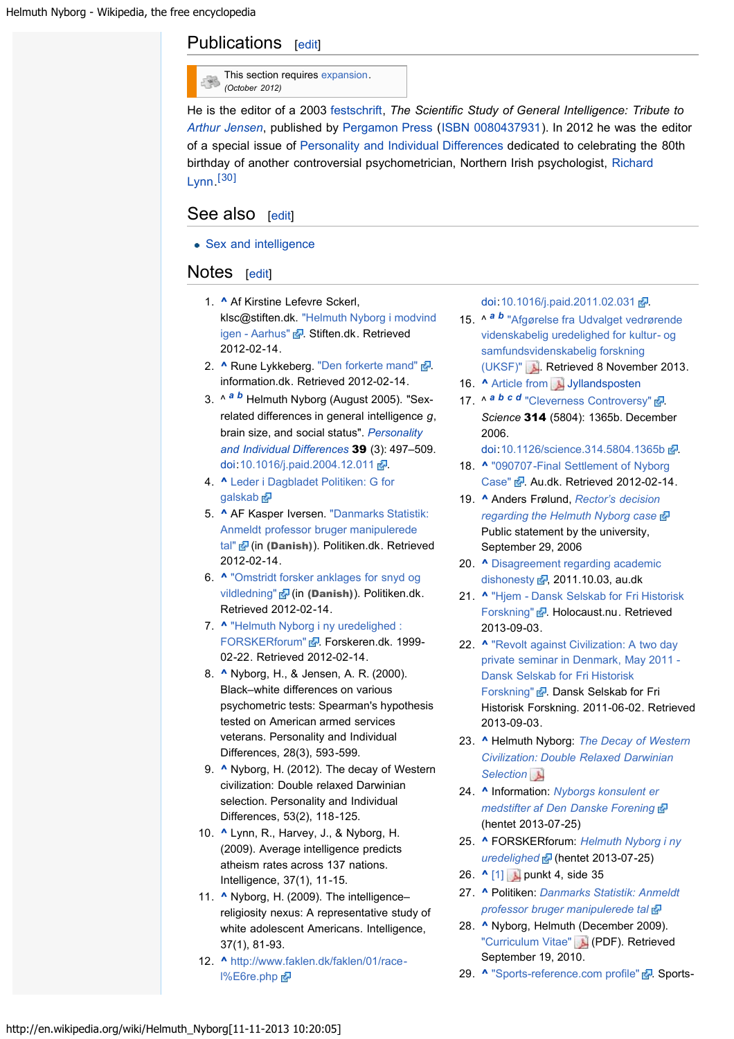## Publications [edit]

This section requires expansion. *(October 2012)*

He is the editor of a 2003 festschrift, *The Scientific Study of General Intelligence: Tribute to Arthur Jensen*, published by Pergamon Press (ISBN 0080437931). In 2012 he was the editor of a special issue of Personality and Individual Differences dedicated to celebrating the 80th birthday of another controversial psychometrician, Northern Irish psychologist, Richard Lynn.[30]

## See also [edit]

- Sex and intelligence

## Notes [edit]

1. ^ Af Kirstine Lefevre Sckerl, klsc@stiften.dk. "Helmuth Nyborg i modvind igen - Aarhus". Stiften.dk. Retrieved 2012-02-14.
2. ^ Rune Lykkeberg. "Den forkerte mand". information.dk. Retrieved 2012-02-14.
3. ^ *a b* Helmuth Nyborg (August 2005). "Sex-related differences in general intelligence *g*, brain size, and social status". *Personality and Individual Differences* **39** (3): 497–509. doi:10.1016/j.paid.2004.12.011.
4. ^ Leder i Dagbladet Politiken: G for galskab
5. ^ AF Kasper Iversen. "Danmarks Statistik: Anmeldt professor bruger manipulerede tal" (in **(Danish)**). Politiken.dk. Retrieved 2012-02-14.
6. ^ "Omstridt forsker anklages for snyd og vildledning" (in **(Danish)**). Politiken.dk. Retrieved 2012-02-14.
7. ^ "Helmuth Nyborg i ny uredelighed : FORSKERforum". Forskeren.dk. 1999-02-22. Retrieved 2012-02-14.
8. ^ Nyborg, H., & Jensen, A. R. (2000). Black–white differences on various psychometric tests: Spearman's hypothesis tested on American armed services veterans. Personality and Individual Differences, 28(3), 593-599.
9. ^ Nyborg, H. (2012). The decay of Western civilization: Double relaxed Darwinian selection. Personality and Individual Differences, 53(2), 118-125.
10. ^ Lynn, R., Harvey, J., & Nyborg, H. (2009). Average intelligence predicts atheism rates across 137 nations. Intelligence, 37(1), 11-15.
11. ^ Nyborg, H. (2009). The intelligence–religiosity nexus: A representative study of white adolescent Americans. Intelligence, 37(1), 81-93.
12. ^ http://www.faklen.dk/faklen/01/race-l%E6re.php doi:10.1016/j.paid.2011.02.031.
15. ^ *a b* "Afgørelse fra Udvalget vedrørende videnskabelig uredelighed for kultur- og samfundsvidenskabelig forskning (UKSF)". Retrieved 8 November 2013.
16. ^ Article from Jyllandsposten
17. ^ *a b c d* "Cleverness Controversy". *Science* **314** (5804): 1365b. December 2006. doi:10.1126/science.314.5804.1365b.
18. ^ "090707-Final Settlement of Nyborg Case". Au.dk. Retrieved 2012-02-14.
19. ^ Anders Frølund, *Rector's decision regarding the Helmuth Nyborg case* Public statement by the university, September 29, 2006
20. ^ Disagreement regarding academic dishonesty, 2011.10.03, au.dk
21. ^ "Hjem - Dansk Selskab for Fri Historisk Forskning". Holocaust.nu. Retrieved 2013-09-03.
22. ^ "Revolt against Civilization: A two day private seminar in Denmark, May 2011 - Dansk Selskab for Fri Historisk Forskning". Dansk Selskab for Fri Historisk Forskning. 2011-06-02. Retrieved 2013-09-03.
23. ^ Helmuth Nyborg: *The Decay of Western Civilization: Double Relaxed Darwinian Selection*
24. ^ Information: *Nyborgs konsulent er medstifter af Den Danske Forening* (hentet 2013-07-25)
25. ^ FORSKERforum: *Helmuth Nyborg i ny uredelighed* (hentet 2013-07-25)
26. ^ [1] punkt 4, side 35
27. ^ Politiken: *Danmarks Statistik: Anmeldt professor bruger manipulerede tal*
28. ^ Nyborg, Helmuth (December 2009). "Curriculum Vitae" (PDF). Retrieved September 19, 2010.
29. ^ "Sports-reference.com profile". Sports-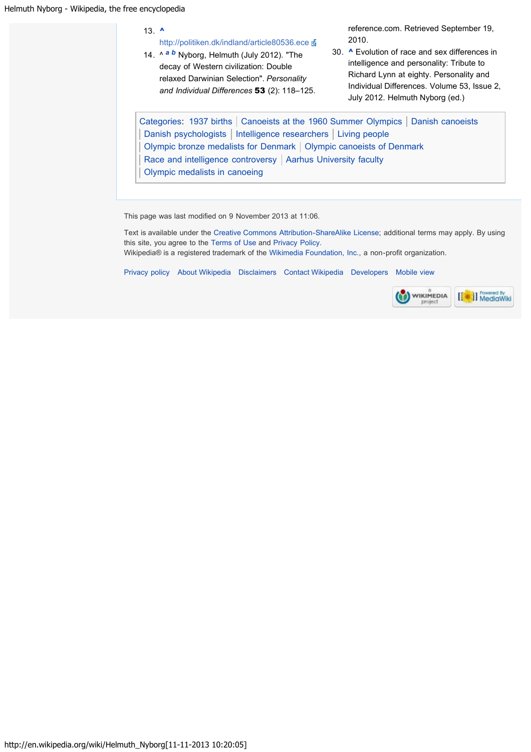13. ^ http://politiken.dk/indland/article80536.ece
14. ^ *a* *b* Nyborg, Helmuth (July 2012). "The decay of Western civilization: Double relaxed Darwinian Selection". *Personality and Individual Differences* **53** (2): 118–125.

reference.com. Retrieved September 19, 2010.

30. ^ Evolution of race and sex differences in intelligence and personality: Tribute to Richard Lynn at eighty. Personality and Individual Differences. Volume 53, Issue 2, July 2012. Helmuth Nyborg (ed.)

Categories: 1937 births | Canoeists at the 1960 Summer Olympics | Danish canoeists | Danish psychologists | Intelligence researchers | Living people | Olympic bronze medalists for Denmark | Olympic canoeists of Denmark | Race and intelligence controversy | Aarhus University faculty | Olympic medalists in canoeing

This page was last modified on 9 November 2013 at 11:06.

Text is available under the Creative Commons Attribution-ShareAlike License; additional terms may apply. By using this site, you agree to the Terms of Use and Privacy Policy.
Wikipedia® is a registered trademark of the Wikimedia Foundation, Inc., a non-profit organization.

Privacy policy About Wikipedia Disclaimers Contact Wikipedia Developers Mobile view